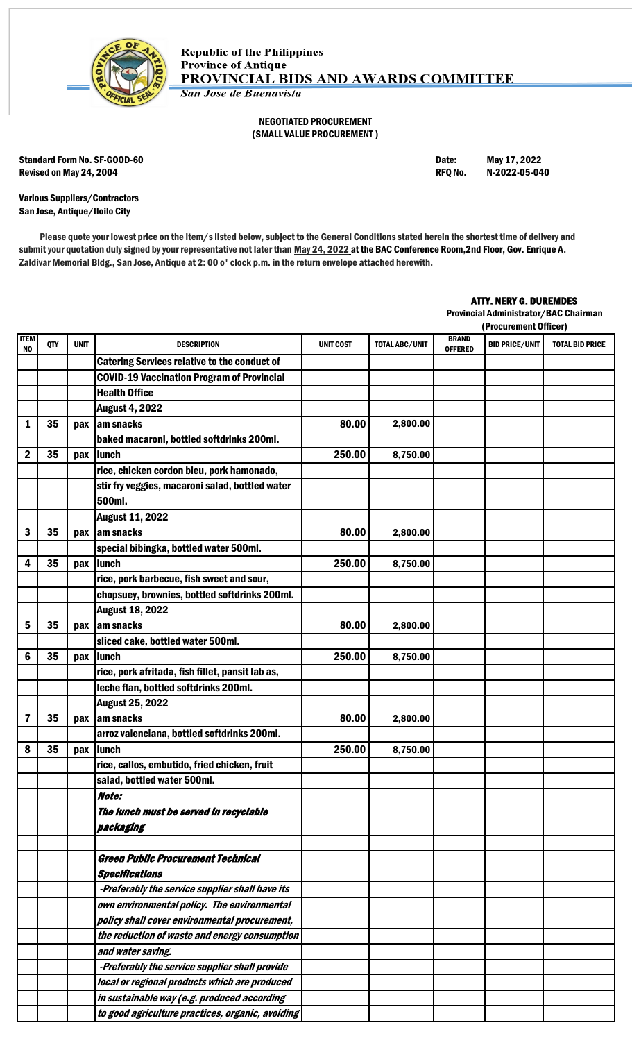Republic of the Philippines
Province of Antique
**PROVINCIAL BIDS AND AWARDS COMMITTEE**
*San Jose de Buenavista*

**NEGOTIATED PROCUREMENT**
**(SMALL VALUE PROCUREMENT )**

**Standard Form No. SF-GOOD-60**
**Revised on May 24, 2004**

**Date:** May 17, 2022
**RFQ No.** N-2022-05-040

**Various Suppliers/Contractors**
**San Jose, Antique/Iloilo City**

Please quote your lowest price on the item/s listed below, subject to the General Conditions stated herein the shortest time of delivery and submit your quotation duly signed by your representative not later than May 24, 2022 at the BAC Conference Room,2nd Floor, Gov. Enrique A. Zaldivar Memorial Bldg., San Jose, Antique at 2: 00 o' clock p.m. in the return envelope attached herewith.

**ATTY. NERY G. DUREMDES**
**Provincial Administrator/BAC Chairman**
**(Procurement Officer)**

| ITEM NO | QTY | UNIT | DESCRIPTION | UNIT COST | TOTAL ABC/UNIT | BRAND OFFERED | BID PRICE/UNIT | TOTAL BID PRICE |
|---|---|---|---|---|---|---|---|---|
| | | | Catering Services relative to the conduct of | | | | | |
| | | | COVID-19 Vaccination Program of Provincial | | | | | |
| | | | Health Office | | | | | |
| | | | August 4, 2022 | | | | | |
| 1 | 35 | pax | am snacks | 80.00 | 2,800.00 | | | |
| | | | baked macaroni, bottled softdrinks 200ml. | | | | | |
| 2 | 35 | pax | lunch | 250.00 | 8,750.00 | | | |
| | | | rice, chicken cordon bleu, pork hamonado, | | | | | |
| | | | stir fry veggies, macaroni salad, bottled water 500ml. | | | | | |
| | | | August 11, 2022 | | | | | |
| 3 | 35 | pax | am snacks | 80.00 | 2,800.00 | | | |
| | | | special bibingka, bottled water 500ml. | | | | | |
| 4 | 35 | pax | lunch | 250.00 | 8,750.00 | | | |
| | | | rice, pork barbecue, fish sweet and sour, | | | | | |
| | | | chopsuey, brownies, bottled softdrinks 200ml. | | | | | |
| | | | August 18, 2022 | | | | | |
| 5 | 35 | pax | am snacks | 80.00 | 2,800.00 | | | |
| | | | sliced cake, bottled water 500ml. | | | | | |
| 6 | 35 | pax | lunch | 250.00 | 8,750.00 | | | |
| | | | rice, pork afritada, fish fillet, pansit lab as, | | | | | |
| | | | leche flan, bottled softdrinks 200ml. | | | | | |
| | | | August 25, 2022 | | | | | |
| 7 | 35 | pax | am snacks | 80.00 | 2,800.00 | | | |
| | | | arroz valenciana, bottled softdrinks 200ml. | | | | | |
| 8 | 35 | pax | lunch | 250.00 | 8,750.00 | | | |
| | | | rice, callos, embutido, fried chicken, fruit | | | | | |
| | | | salad, bottled water 500ml. | | | | | |
| | | | *Note:* | | | | | |
| | | | *The lunch must be served in recyclable packaging* | | | | | |
| | | | | | | | | |
| | | | *Green Public Procurement Technical Specifications* | | | | | |
| | | | *-Preferably the service supplier shall have its* | | | | | |
| | | | *own environmental policy. The environmental* | | | | | |
| | | | *policy shall cover environmental procurement,* | | | | | |
| | | | *the reduction of waste and energy consumption* | | | | | |
| | | | *and water saving.* | | | | | |
| | | | *-Preferably the service supplier shall provide* | | | | | |
| | | | *local or regional products which are produced* | | | | | |
| | | | *in sustainable way (e.g. produced according* | | | | | |
| | | | *to good agriculture practices, organic, avoiding* | | | | | |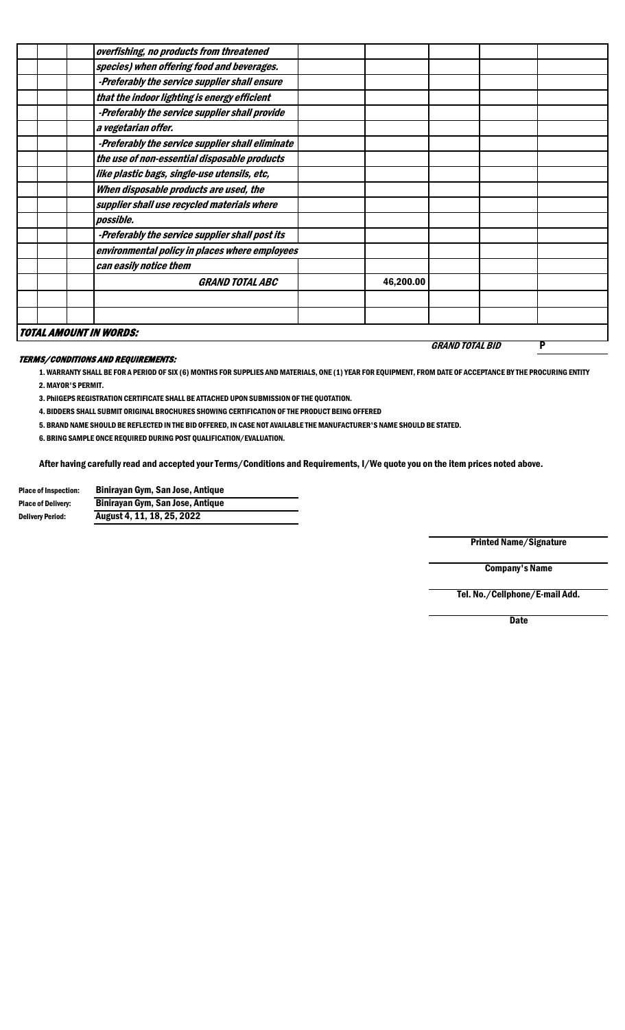| | | | | | | | | |
|---|---|---|---|---|---|---|---|---|
| | | | *overfishing, no products from threatened* | | | | | |
| | | | *species) when offering food and beverages.* | | | | | |
| | | | *-Preferably the service supplier shall ensure* | | | | | |
| | | | *that the indoor lighting is energy efficient* | | | | | |
| | | | *-Preferably the service supplier shall provide* | | | | | |
| | | | *a vegetarian offer.* | | | | | |
| | | | *-Preferably the service supplier shall eliminate* | | | | | |
| | | | *the use of non-essential disposable products* | | | | | |
| | | | *like plastic bags, single-use utensils, etc,* | | | | | |
| | | | *When disposable products are used, the* | | | | | |
| | | | *supplier shall use recycled materials where* | | | | | |
| | | | *possible.* | | | | | |
| | | | *-Preferably the service supplier shall post its* | | | | | |
| | | | *environmental policy in places where employees* | | | | | |
| | | | *can easily notice them* | | | | | |
| | | | ***GRAND TOTAL ABC*** | | 46,200.00 | | | |
| | | | | | | | | |
| | | | | | | | | |

***TOTAL AMOUNT IN WORDS:***

***GRAND TOTAL BID*** **P**

***TERMS/CONDITIONS AND REQUIREMENTS:***

1. WARRANTY SHALL BE FOR A PERIOD OF SIX (6) MONTHS FOR SUPPLIES AND MATERIALS, ONE (1) YEAR FOR EQUIPMENT, FROM DATE OF ACCEPTANCE BY THE PROCURING ENTITY
2. MAYOR'S PERMIT.
3. PhilGEPS REGISTRATION CERTIFICATE SHALL BE ATTACHED UPON SUBMISSION OF THE QUOTATION.
4. BIDDERS SHALL SUBMIT ORIGINAL BROCHURES SHOWING CERTIFICATION OF THE PRODUCT BEING OFFERED
5. BRAND NAME SHOULD BE REFLECTED IN THE BID OFFERED, IN CASE NOT AVAILABLE THE MANUFACTURER'S NAME SHOULD BE STATED.
6. BRING SAMPLE ONCE REQUIRED DURING POST QUALIFICATION/EVALUATION.

After having carefully read and accepted your Terms/Conditions and Requirements, I/We quote you on the item prices noted above.

Place of Inspection: Binirayan Gym, San Jose, Antique
Place of Delivery: Binirayan Gym, San Jose, Antique
Delivery Period: August 4, 11, 18, 25, 2022

Printed Name/Signature

Company's Name

Tel. No./Cellphone/E-mail Add.

Date